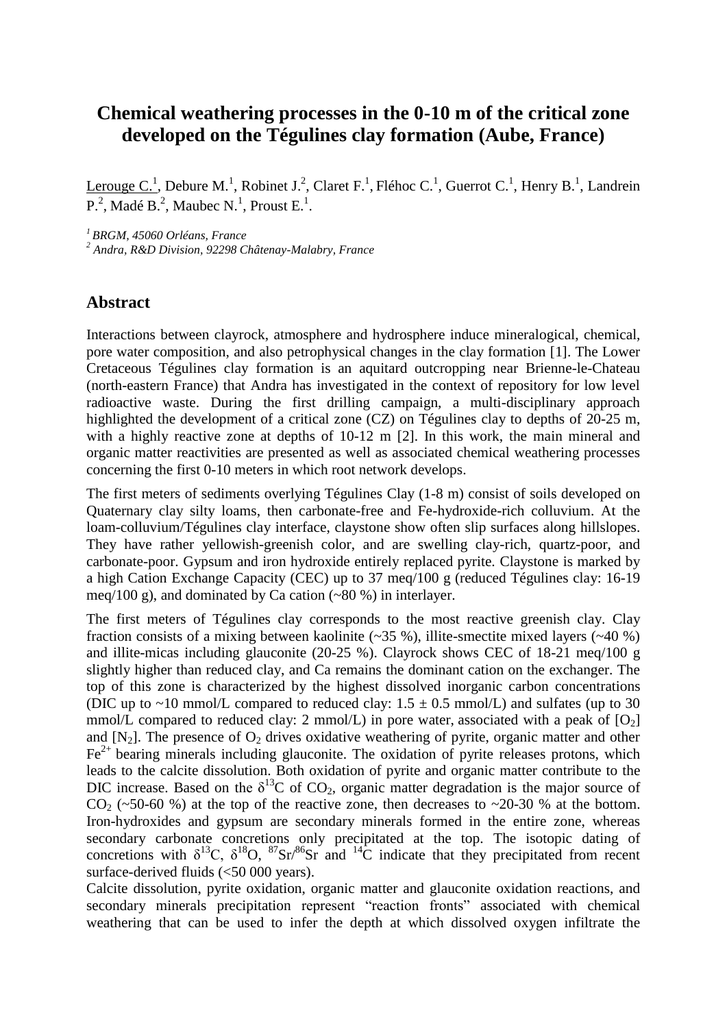# Chemical weathering processes in the 0-10 m of the critical zone developed on the Tégulines clay formation (Aube, France)

Lerouge C.[1], Debure M.[1], Robinet J.[2], Claret F.[1], Fléhoc C.[1], Guerrot C.[1], Henry B.[1], Landrein P.[2], Madé B.[2], Maubec N.[1], Proust E.[1].

*[1] BRGM, 45060 Orléans, France*
*[2] Andra, R&D Division, 92298 Châtenay-Malabry, France*

## Abstract

Interactions between clayrock, atmosphere and hydrosphere induce mineralogical, chemical, pore water composition, and also petrophysical changes in the clay formation [1]. The Lower Cretaceous Tégulines clay formation is an aquitard outcropping near Brienne-le-Chateau (north-eastern France) that Andra has investigated in the context of repository for low level radioactive waste. During the first drilling campaign, a multi-disciplinary approach highlighted the development of a critical zone (CZ) on Tégulines clay to depths of 20-25 m, with a highly reactive zone at depths of 10-12 m [2]. In this work, the main mineral and organic matter reactivities are presented as well as associated chemical weathering processes concerning the first 0-10 meters in which root network develops.

The first meters of sediments overlying Tégulines Clay (1-8 m) consist of soils developed on Quaternary clay silty loams, then carbonate-free and Fe-hydroxide-rich colluvium. At the loam-colluvium/Tégulines clay interface, claystone show often slip surfaces along hillslopes. They have rather yellowish-greenish color, and are swelling clay-rich, quartz-poor, and carbonate-poor. Gypsum and iron hydroxide entirely replaced pyrite. Claystone is marked by a high Cation Exchange Capacity (CEC) up to 37 meq/100 g (reduced Tégulines clay: 16-19 meq/100 g), and dominated by Ca cation (~80 %) in interlayer.

The first meters of Tégulines clay corresponds to the most reactive greenish clay. Clay fraction consists of a mixing between kaolinite (~35 %), illite-smectite mixed layers (~40 %) and illite-micas including glauconite (20-25 %). Clayrock shows CEC of 18-21 meq/100 g slightly higher than reduced clay, and Ca remains the dominant cation on the exchanger. The top of this zone is characterized by the highest dissolved inorganic carbon concentrations (DIC up to ~10 mmol/L compared to reduced clay: 1.5 ± 0.5 mmol/L) and sulfates (up to 30 mmol/L compared to reduced clay: 2 mmol/L) in pore water, associated with a peak of $[O_2]$ and $[N_2]$. The presence of $O_2$ drives oxidative weathering of pyrite, organic matter and other $Fe^{2+}$ bearing minerals including glauconite. The oxidation of pyrite releases protons, which leads to the calcite dissolution. Both oxidation of pyrite and organic matter contribute to the DIC increase. Based on the $\delta^{13}C$ of $CO_2$, organic matter degradation is the major source of $CO_2$ (~50-60 %) at the top of the reactive zone, then decreases to ~20-30 % at the bottom. Iron-hydroxides and gypsum are secondary minerals formed in the entire zone, whereas secondary carbonate concretions only precipitated at the top. The isotopic dating of concretions with $\delta^{13}C$, $\delta^{18}O$, $^{87}Sr/^{86}Sr$ and $^{14}C$ indicate that they precipitated from recent surface-derived fluids (<50 000 years).

Calcite dissolution, pyrite oxidation, organic matter and glauconite oxidation reactions, and secondary minerals precipitation represent "reaction fronts" associated with chemical weathering that can be used to infer the depth at which dissolved oxygen infiltrate the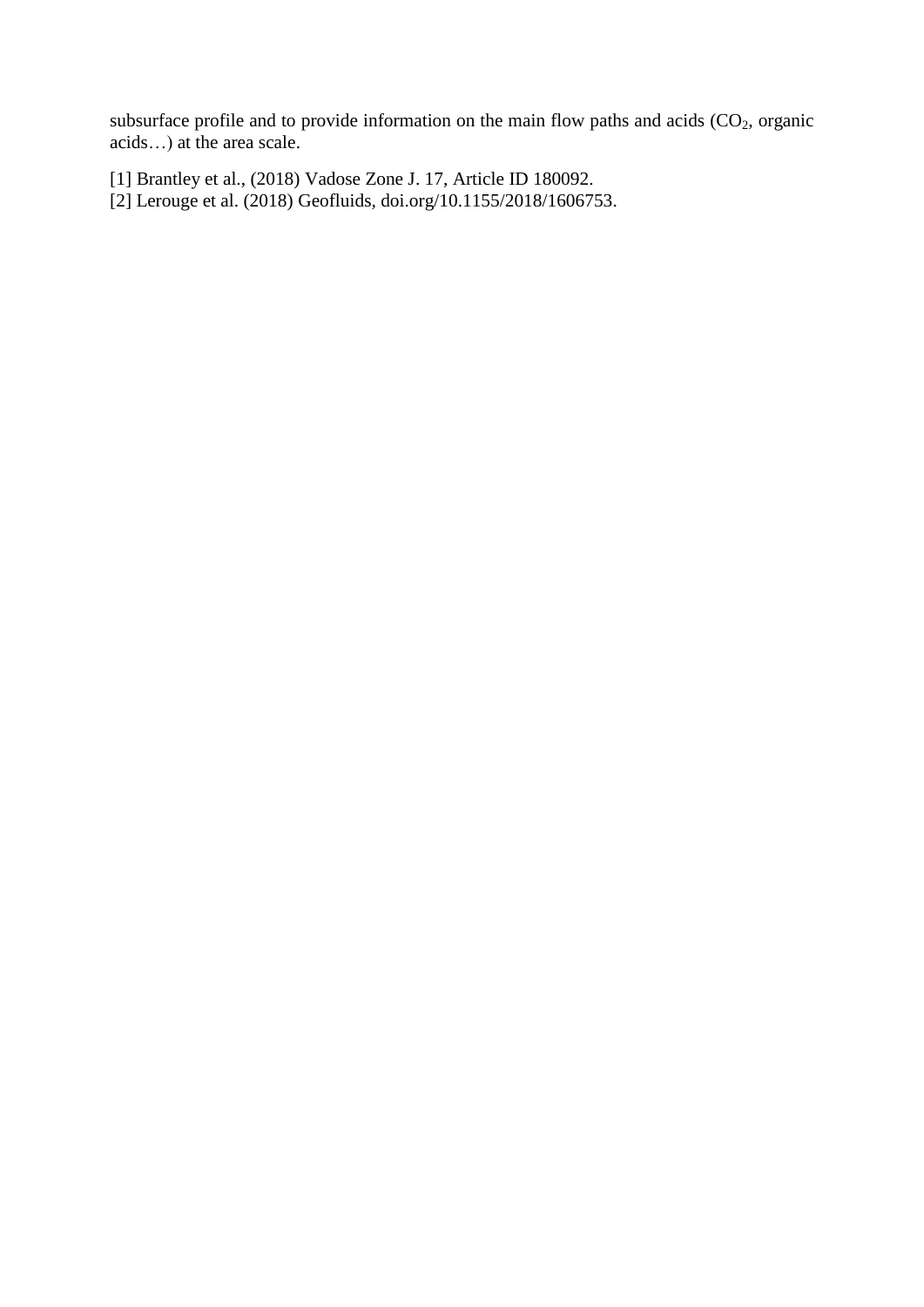subsurface profile and to provide information on the main flow paths and acids ($CO_2$, organic acids…) at the area scale.

[1] Brantley et al., (2018) Vadose Zone J. 17, Article ID 180092.
[2] Lerouge et al. (2018) Geofluids, doi.org/10.1155/2018/1606753.